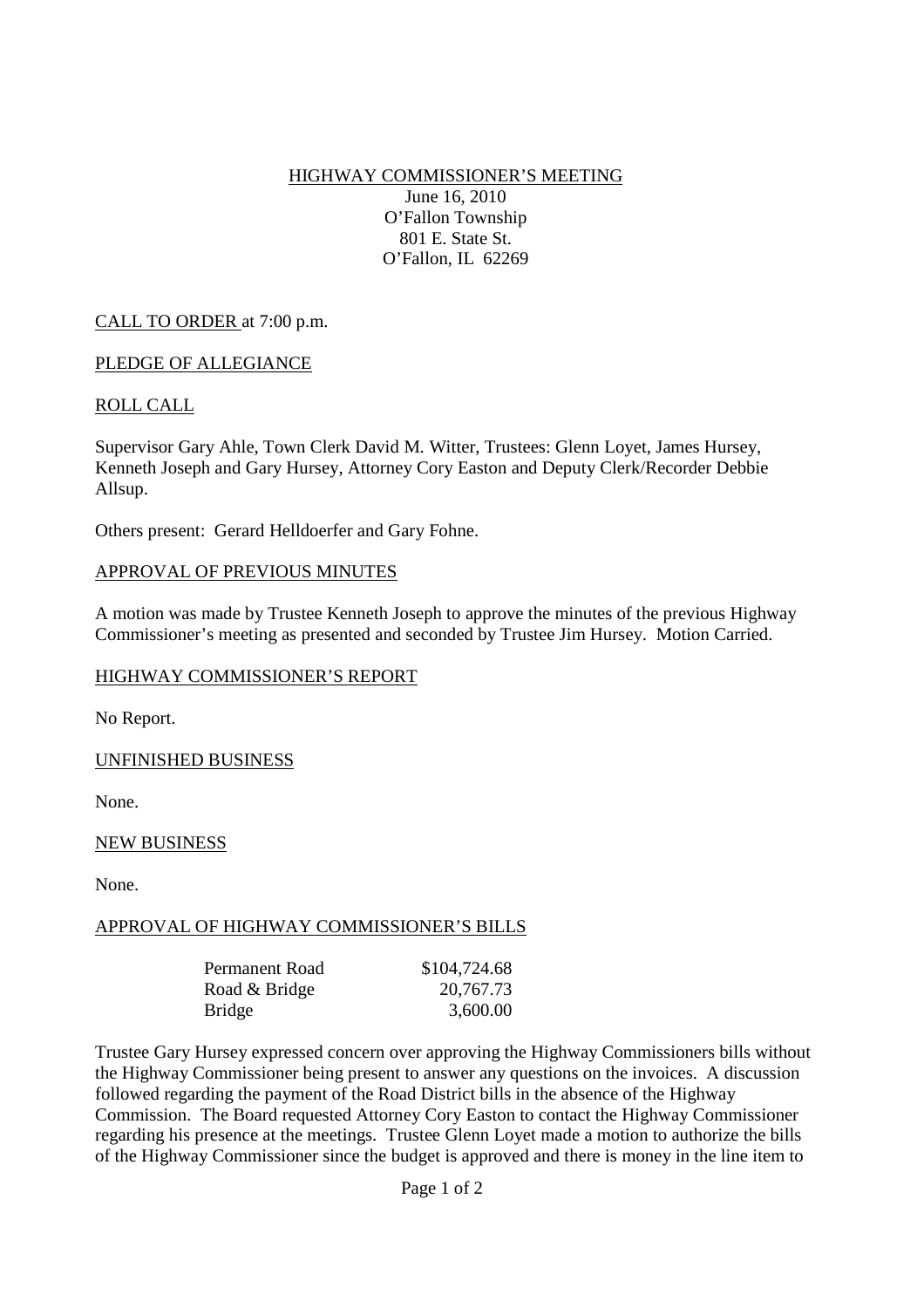# HIGHWAY COMMISSIONER'S MEETING

June 16, 2010
O'Fallon Township
801 E. State St.
O'Fallon, IL 62269

## CALL TO ORDER at 7:00 p.m.

## PLEDGE OF ALLEGIANCE

## ROLL CALL

Supervisor Gary Ahle, Town Clerk David M. Witter, Trustees: Glenn Loyet, James Hursey, Kenneth Joseph and Gary Hursey, Attorney Cory Easton and Deputy Clerk/Recorder Debbie Allsup.

Others present: Gerard Helldoerfer and Gary Fohne.

## APPROVAL OF PREVIOUS MINUTES

A motion was made by Trustee Kenneth Joseph to approve the minutes of the previous Highway Commissioner's meeting as presented and seconded by Trustee Jim Hursey. Motion Carried.

## HIGHWAY COMMISSIONER'S REPORT

No Report.

## UNFINISHED BUSINESS

None.

## NEW BUSINESS

None.

## APPROVAL OF HIGHWAY COMMISSIONER'S BILLS

| | |
|---|---|
| Permanent Road | \$104,724.68 |
| Road & Bridge | 20,767.73 |
| Bridge | 3,600.00 |

Trustee Gary Hursey expressed concern over approving the Highway Commissioners bills without the Highway Commissioner being present to answer any questions on the invoices. A discussion followed regarding the payment of the Road District bills in the absence of the Highway Commission. The Board requested Attorney Cory Easton to contact the Highway Commissioner regarding his presence at the meetings. Trustee Glenn Loyet made a motion to authorize the bills of the Highway Commissioner since the budget is approved and there is money in the line item to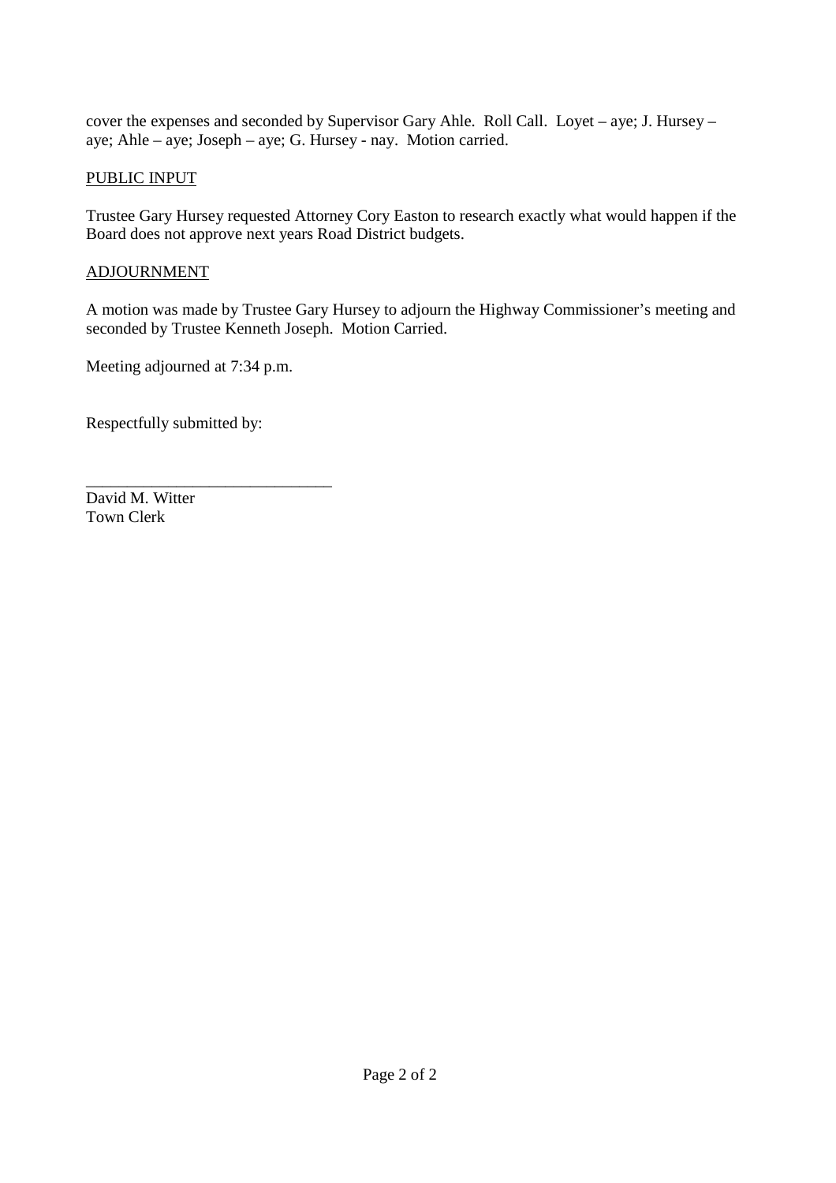cover the expenses and seconded by Supervisor Gary Ahle. Roll Call. Loyet – aye; J. Hursey – aye; Ahle – aye; Joseph – aye; G. Hursey - nay. Motion carried.

## PUBLIC INPUT

Trustee Gary Hursey requested Attorney Cory Easton to research exactly what would happen if the Board does not approve next years Road District budgets.

## ADJOURNMENT

A motion was made by Trustee Gary Hursey to adjourn the Highway Commissioner's meeting and seconded by Trustee Kenneth Joseph. Motion Carried.

Meeting adjourned at 7:34 p.m.

Respectfully submitted by:

\_\_\_\_\_\_\_\_\_\_\_\_\_\_\_\_\_\_\_\_\_\_\_\_\_\_\_\_\_\_

David M. Witter
Town Clerk